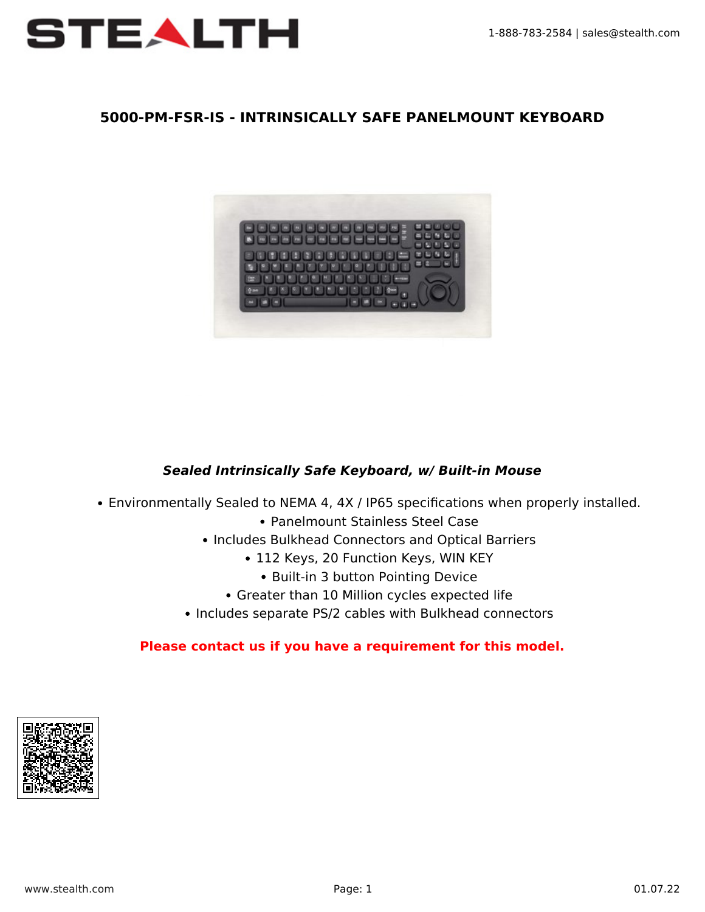# 5000-PM-FSR-IS - INTRINSICALLY SAFE PANELMOUNT KEYBOARD

***Sealed Intrinsically Safe Keyboard, w/ Built-in Mouse***

- Environmentally Sealed to NEMA 4, 4X / IP65 specifications when properly installed.
- Panelmount Stainless Steel Case
- Includes Bulkhead Connectors and Optical Barriers
- 112 Keys, 20 Function Keys, WIN KEY
- Built-in 3 button Pointing Device
- Greater than 10 Million cycles expected life
- Includes separate PS/2 cables with Bulkhead connectors

**Please contact us if you have a requirement for this model.**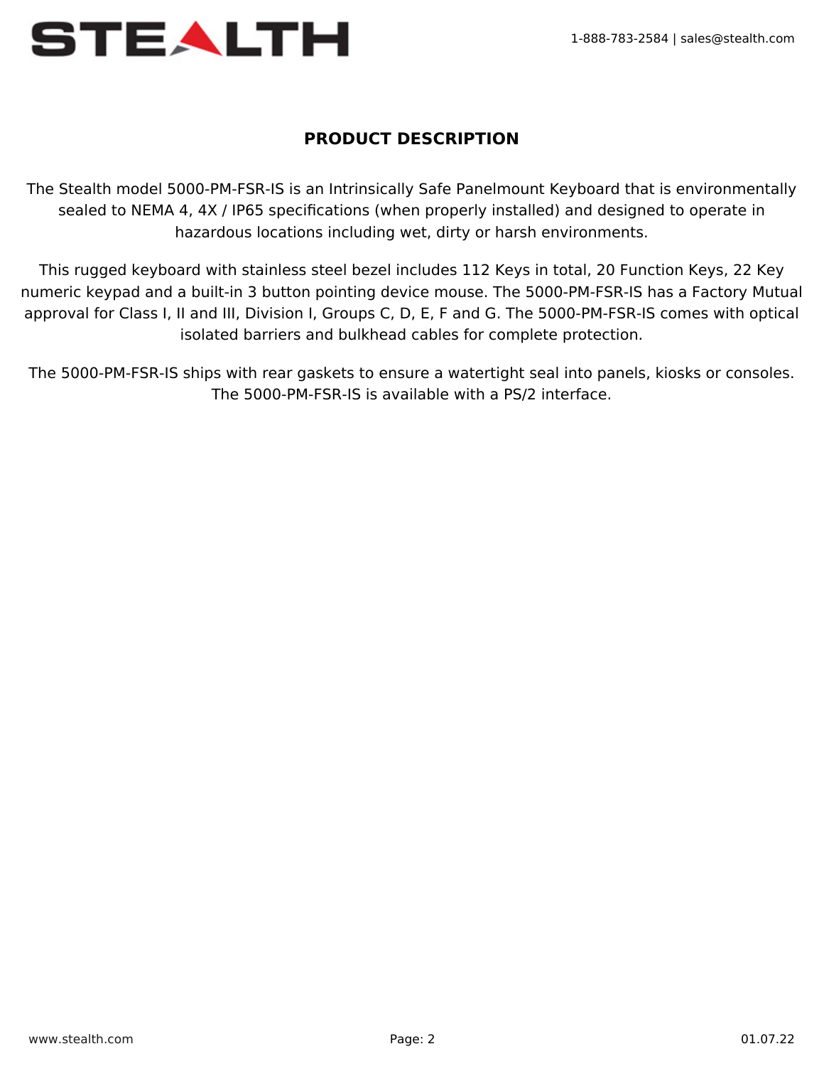## PRODUCT DESCRIPTION

The Stealth model 5000-PM-FSR-IS is an Intrinsically Safe Panelmount Keyboard that is environmentally sealed to NEMA 4, 4X / IP65 specifications (when properly installed) and designed to operate in hazardous locations including wet, dirty or harsh environments.

This rugged keyboard with stainless steel bezel includes 112 Keys in total, 20 Function Keys, 22 Key numeric keypad and a built-in 3 button pointing device mouse. The 5000-PM-FSR-IS has a Factory Mutual approval for Class I, II and III, Division I, Groups C, D, E, F and G. The 5000-PM-FSR-IS comes with optical isolated barriers and bulkhead cables for complete protection.

The 5000-PM-FSR-IS ships with rear gaskets to ensure a watertight seal into panels, kiosks or consoles. The 5000-PM-FSR-IS is available with a PS/2 interface.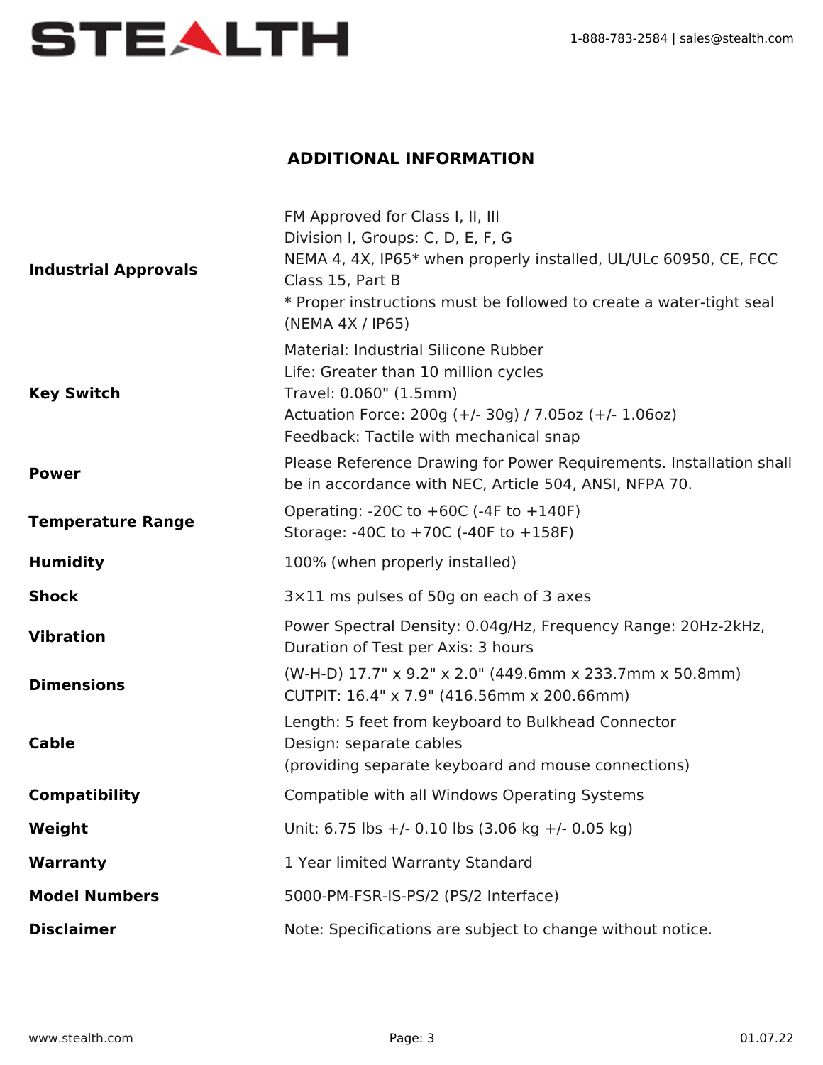## ADDITIONAL INFORMATION

| | |
|---|---|
| **Industrial Approvals** | FM Approved for Class I, II, III<br>Division I, Groups: C, D, E, F, G<br>NEMA 4, 4X, IP65* when properly installed, UL/ULc 60950, CE, FCC Class 15, Part B<br>* Proper instructions must be followed to create a water-tight seal (NEMA 4X / IP65) |
| **Key Switch** | Material: Industrial Silicone Rubber<br>Life: Greater than 10 million cycles<br>Travel: 0.060" (1.5mm)<br>Actuation Force: 200g (+/- 30g) / 7.05oz (+/- 1.06oz)<br>Feedback: Tactile with mechanical snap |
| **Power** | Please Reference Drawing for Power Requirements. Installation shall be in accordance with NEC, Article 504, ANSI, NFPA 70. |
| **Temperature Range** | Operating: -20C to +60C (-4F to +140F)<br>Storage: -40C to +70C (-40F to +158F) |
| **Humidity** | 100% (when properly installed) |
| **Shock** | 3×11 ms pulses of 50g on each of 3 axes |
| **Vibration** | Power Spectral Density: 0.04g/Hz, Frequency Range: 20Hz-2kHz, Duration of Test per Axis: 3 hours |
| **Dimensions** | (W-H-D) 17.7" x 9.2" x 2.0" (449.6mm x 233.7mm x 50.8mm)<br>CUTPIT: 16.4" x 7.9" (416.56mm x 200.66mm) |
| **Cable** | Length: 5 feet from keyboard to Bulkhead Connector<br>Design: separate cables<br>(providing separate keyboard and mouse connections) |
| **Compatibility** | Compatible with all Windows Operating Systems |
| **Weight** | Unit: 6.75 lbs +/- 0.10 lbs (3.06 kg +/- 0.05 kg) |
| **Warranty** | 1 Year limited Warranty Standard |
| **Model Numbers** | 5000-PM-FSR-IS-PS/2 (PS/2 Interface) |
| **Disclaimer** | Note: Specifications are subject to change without notice. |